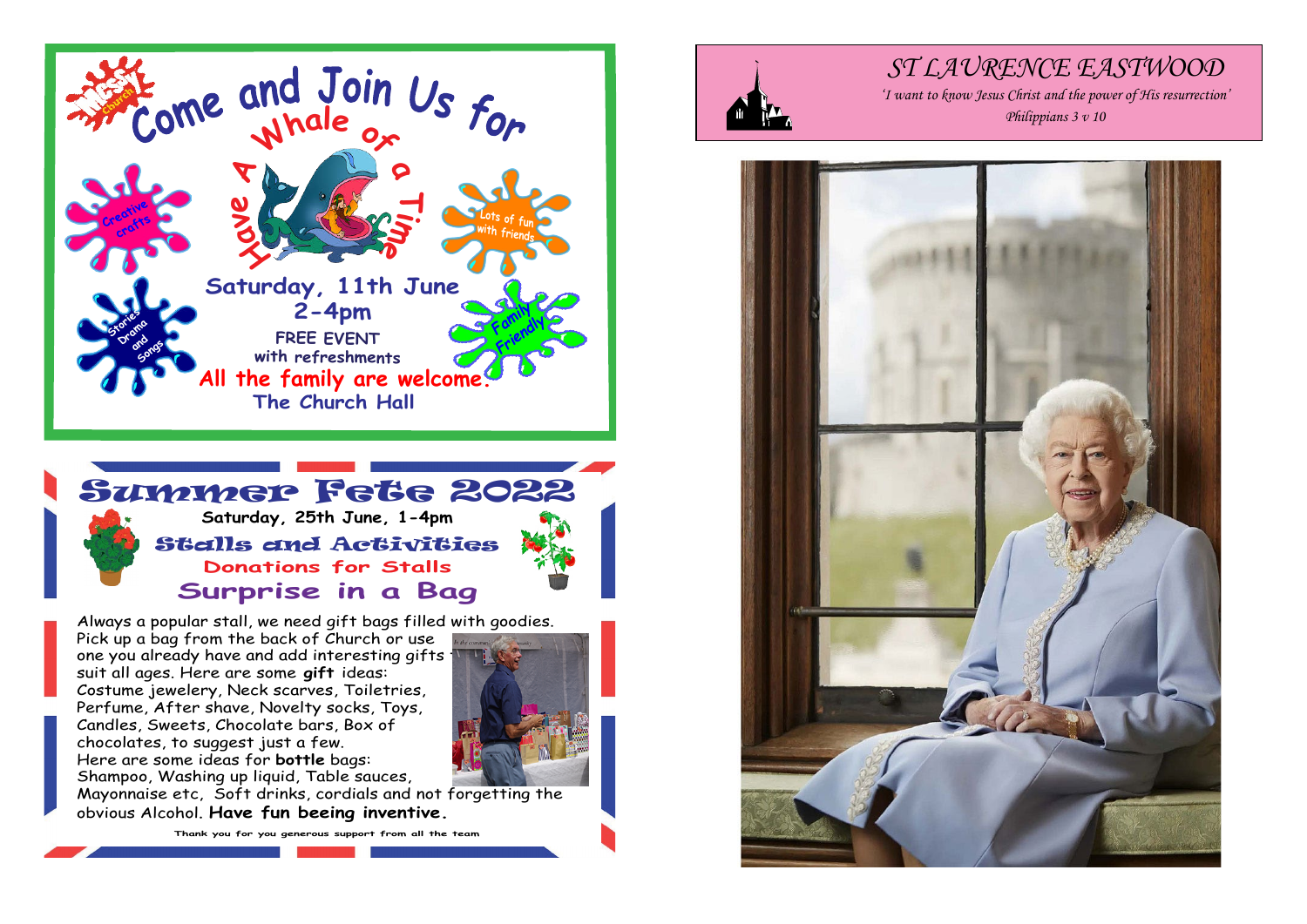# Come and Join Us for

## Have A Whale of a Time

Creative crafts

Lots of fun with friends

Stories Drama and Songs

Family Friendly

**Saturday, 11th June**
**2-4pm**

FREE EVENT
with refreshments

**All the family are welcome.**

**The Church Hall**

# Summer Fete 2022

**Saturday, 25th June, 1-4pm**

## Stalls and Activities

**Donations for Stalls**

## Surprise in a Bag

Always a popular stall, we need gift bags filled with goodies. Pick up a bag from the back of Church or use one you already have and add interesting gifts to suit all ages. Here are some **gift** ideas: Costume jewelery, Neck scarves, Toiletries, Perfume, After shave, Novelty socks, Toys, Candles, Sweets, Chocolate bars, Box of chocolates, to suggest just a few.
Here are some ideas for **bottle** bags: Shampoo, Washing up liquid, Table sauces, Mayonnaise etc, Soft drinks, cordials and not forgetting the obvious Alcohol. **Have fun beeing inventive.**

Thank you for you generous support from all the team

# ST LAURENCE EASTWOOD

*'I want to know Jesus Christ and the power of His resurrection'*
*Philippians 3 v 10*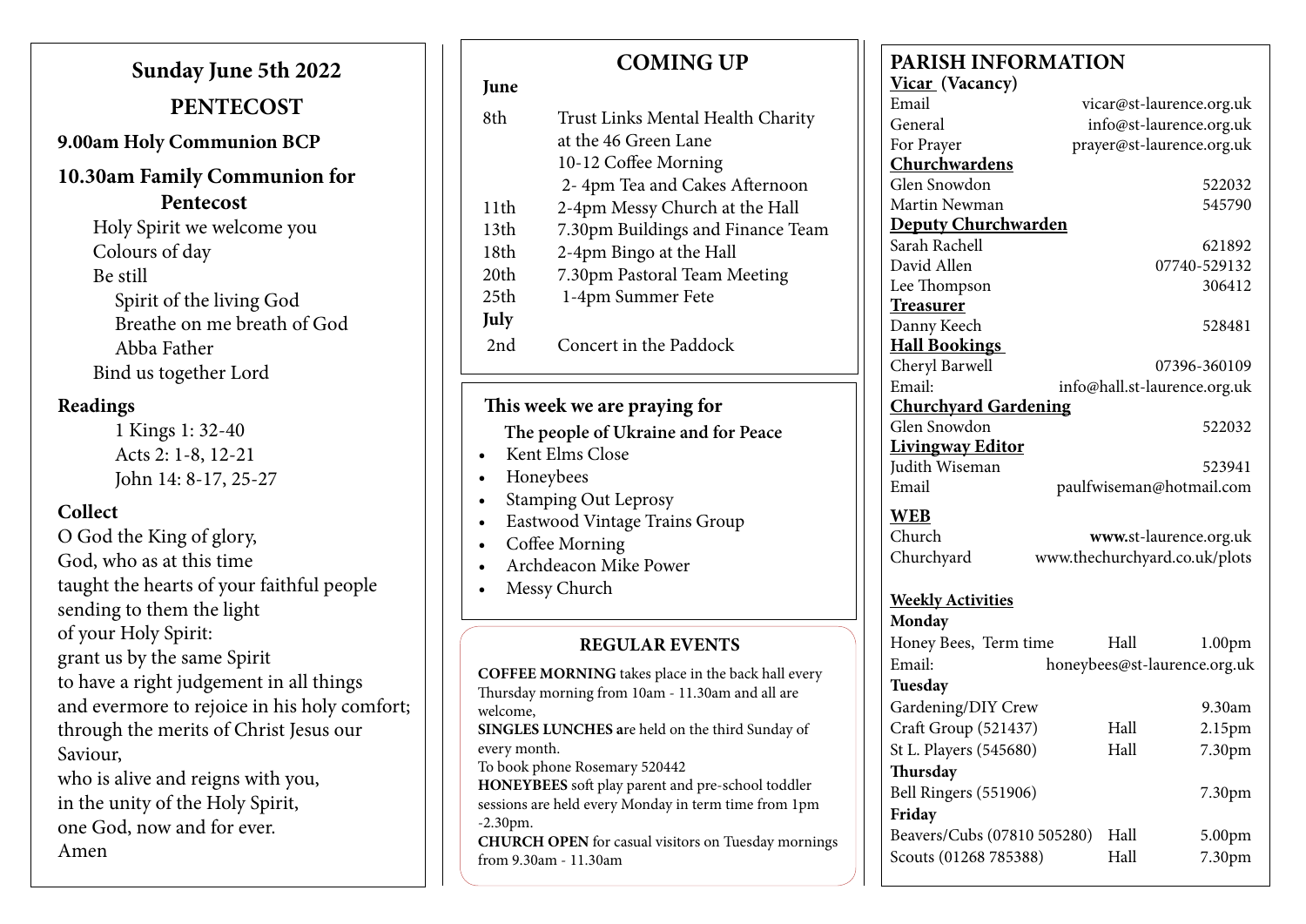# Sunday June 5th 2022

## PENTECOST

**9.00am Holy Communion BCP**

**10.30am Family Communion for Pentecost**

Holy Spirit we welcome you
Colours of day
Be still
Spirit of the living God
Breathe on me breath of God
Abba Father
Bind us together Lord

**Readings**

1 Kings 1: 32-40
Acts 2: 1-8, 12-21
John 14: 8-17, 25-27

**Collect**

O God the King of glory,
God, who as at this time
taught the hearts of your faithful people
sending to them the light
of your Holy Spirit:
grant us by the same Spirit
to have a right judgement in all things
and evermore to rejoice in his holy comfort;
through the merits of Christ Jesus our Saviour,
who is alive and reigns with you,
in the unity of the Holy Spirit,
one God, now and for ever.
Amen

## COMING UP

| | |
|---|---|
| **June** | |
| 8th | Trust Links Mental Health Charity at the 46 Green Lane<br>10-12 Coffee Morning<br>2- 4pm Tea and Cakes Afternoon |
| 11th | 2-4pm Messy Church at the Hall |
| 13th | 7.30pm Buildings and Finance Team |
| 18th | 2-4pm Bingo at the Hall |
| 20th | 7.30pm Pastoral Team Meeting |
| 25th | 1-4pm Summer Fete |
| **July** | |
| 2nd | Concert in the Paddock |

## This week we are praying for

**The people of Ukraine and for Peace**

- Kent Elms Close
- Honeybees
- Stamping Out Leprosy
- Eastwood Vintage Trains Group
- Coffee Morning
- Archdeacon Mike Power
- Messy Church

## REGULAR EVENTS

**COFFEE MORNING** takes place in the back hall every Thursday morning from 10am - 11.30am and all are welcome,
**SINGLES LUNCHES a**re held on the third Sunday of every month.
To book phone Rosemary 520442
**HONEYBEES** soft play parent and pre-school toddler sessions are held every Monday in term time from 1pm -2.30pm.
**CHURCH OPEN** for casual visitors on Tuesday mornings from 9.30am - 11.30am

## PARISH INFORMATION

**Vicar (Vacancy)**

| | |
|---|---|
| Email | vicar@st-laurence.org.uk |
| General | info@st-laurence.org.uk |
| For Prayer | prayer@st-laurence.org.uk |

**Churchwardens**

| | |
|---|---|
| Glen Snowdon | 522032 |
| Martin Newman | 545790 |

**Deputy Churchwarden**

| | |
|---|---|
| Sarah Rachell | 621892 |
| David Allen | 07740-529132 |
| Lee Thompson | 306412 |

**Treasurer**

Danny Keech 528481

**Hall Bookings**

| | |
|---|---|
| Cheryl Barwell | 07396-360109 |
| Email: | info@hall.st-laurence.org.uk |

**Churchyard Gardening**

Glen Snowdon 522032

**Livingway Editor**

| | |
|---|---|
| Judith Wiseman | 523941 |
| Email | paulfwiseman@hotmail.com |

**WEB**

| | |
|---|---|
| Church | **www.**st-laurence.org.uk |
| Churchyard | www.thechurchyard.co.uk/plots |

**Weekly Activities**

| | | |
|---|---|---|
| **Monday** | | |
| Honey Bees, Term time | Hall | 1.00pm |
| Email: | honeybees@st-laurence.org.uk | |
| **Tuesday** | | |
| Gardening/DIY Crew | | 9.30am |
| Craft Group (521437) | Hall | 2.15pm |
| St L. Players (545680) | Hall | 7.30pm |
| **Thursday** | | |
| Bell Ringers (551906) | | 7.30pm |
| **Friday** | | |
| Beavers/Cubs (07810 505280) | Hall | 5.00pm |
| Scouts (01268 785388) | Hall | 7.30pm |